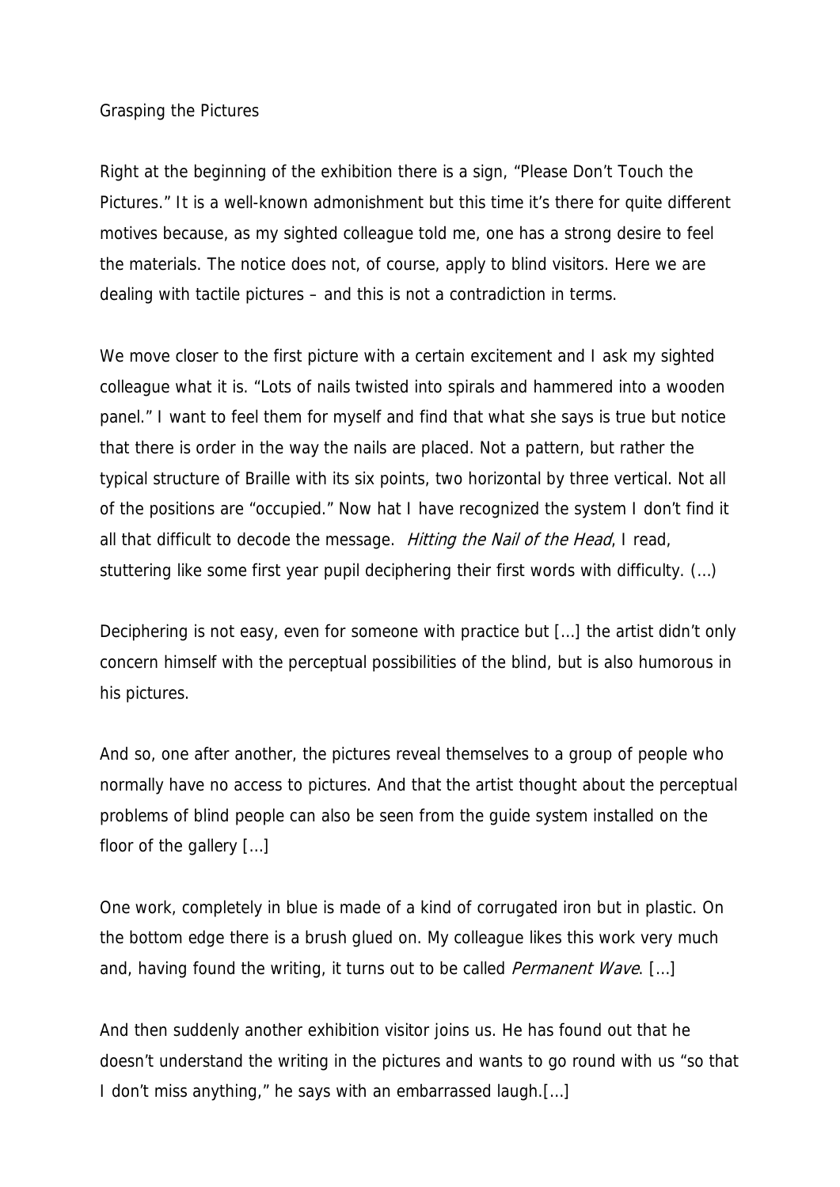# Grasping the Pictures

Right at the beginning of the exhibition there is a sign, "Please Don't Touch the Pictures." It is a well-known admonishment but this time it's there for quite different motives because, as my sighted colleague told me, one has a strong desire to feel the materials. The notice does not, of course, apply to blind visitors. Here we are dealing with tactile pictures – and this is not a contradiction in terms.

We move closer to the first picture with a certain excitement and I ask my sighted colleague what it is. "Lots of nails twisted into spirals and hammered into a wooden panel." I want to feel them for myself and find that what she says is true but notice that there is order in the way the nails are placed. Not a pattern, but rather the typical structure of Braille with its six points, two horizontal by three vertical. Not all of the positions are "occupied." Now hat I have recognized the system I don't find it all that difficult to decode the message. *Hitting the Nail of the Head*, I read, stuttering like some first year pupil deciphering their first words with difficulty. (…)

Deciphering is not easy, even for someone with practice but […] the artist didn't only concern himself with the perceptual possibilities of the blind, but is also humorous in his pictures.

And so, one after another, the pictures reveal themselves to a group of people who normally have no access to pictures. And that the artist thought about the perceptual problems of blind people can also be seen from the guide system installed on the floor of the gallery […]

One work, completely in blue is made of a kind of corrugated iron but in plastic. On the bottom edge there is a brush glued on. My colleague likes this work very much and, having found the writing, it turns out to be called *Permanent Wave*. […]

And then suddenly another exhibition visitor joins us. He has found out that he doesn't understand the writing in the pictures and wants to go round with us "so that I don't miss anything," he says with an embarrassed laugh.[…]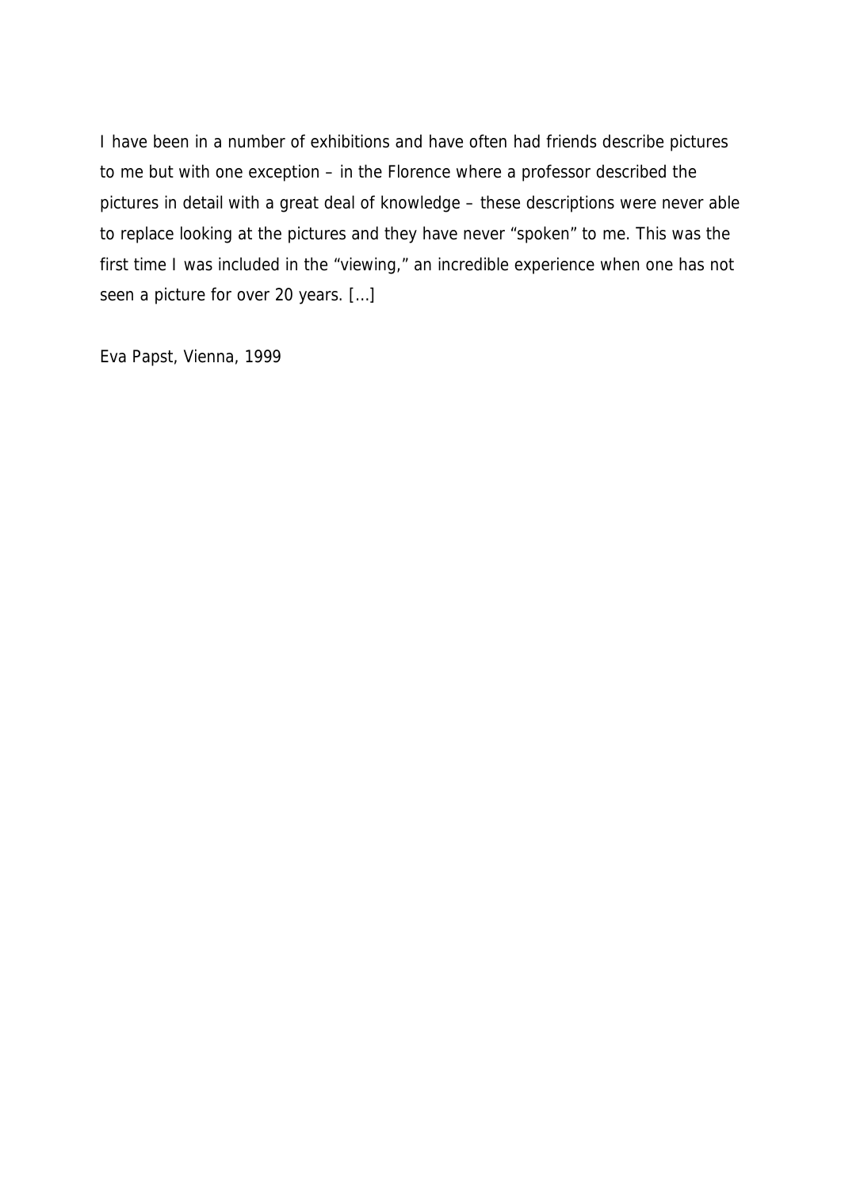I have been in a number of exhibitions and have often had friends describe pictures to me but with one exception – in the Florence where a professor described the pictures in detail with a great deal of knowledge – these descriptions were never able to replace looking at the pictures and they have never "spoken" to me. This was the first time I was included in the "viewing," an incredible experience when one has not seen a picture for over 20 years. [...]

Eva Papst, Vienna, 1999